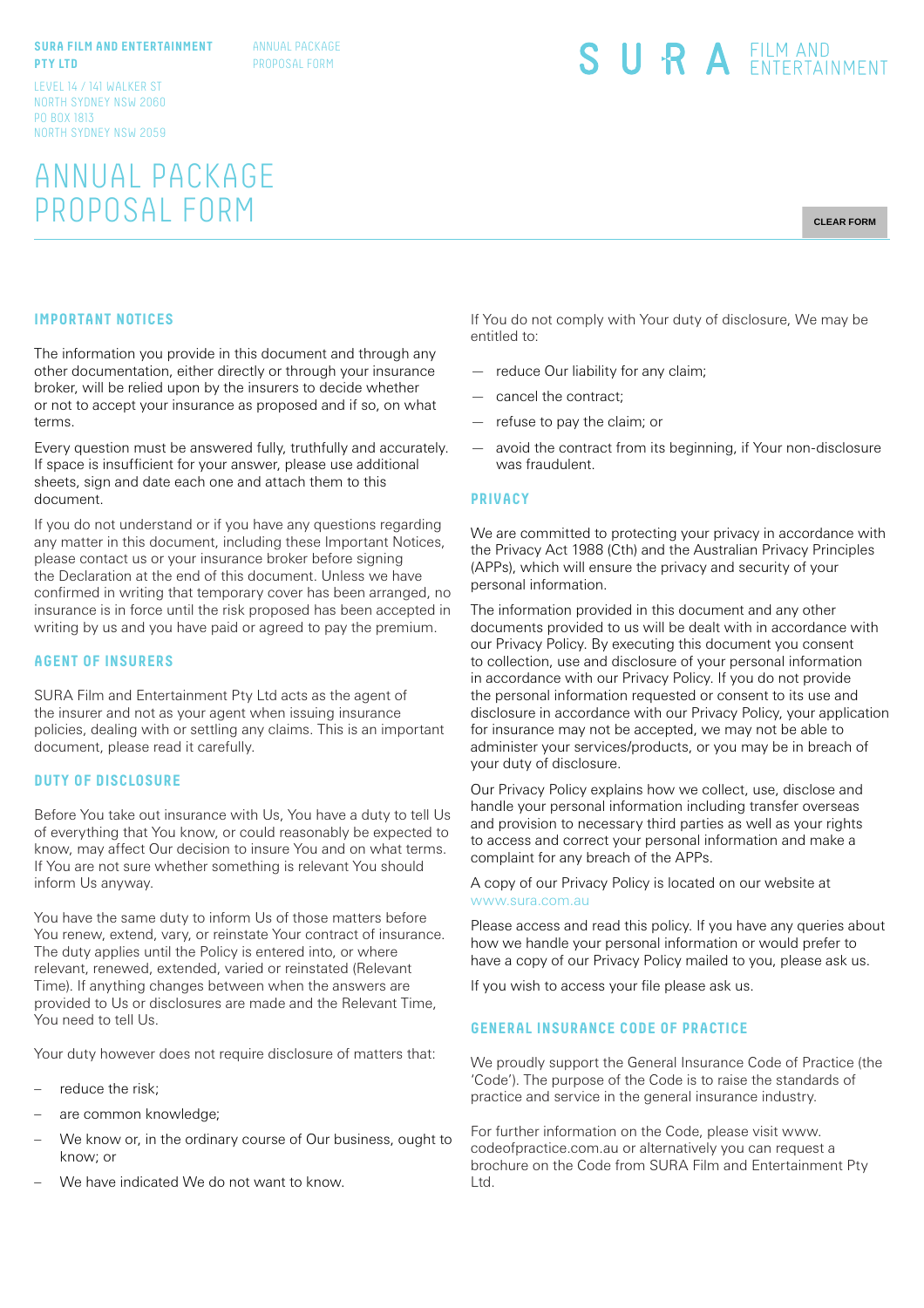**SURA FILM AND ENTERTAINMENT PTY LTD**

LEVEL 14 / 141 WALKER ST
NORTH SYDNEY NSW 2060
PO BOX 1813
NORTH SYDNEY NSW 2059

ANNUAL PACKAGE PROPOSAL FORM

SURA FILM AND ENTERTAINMENT

# ANNUAL PACKAGE PROPOSAL FORM

CLEAR FORM

## IMPORTANT NOTICES

The information you provide in this document and through any other documentation, either directly or through your insurance broker, will be relied upon by the insurers to decide whether or not to accept your insurance as proposed and if so, on what terms.

Every question must be answered fully, truthfully and accurately. If space is insufficient for your answer, please use additional sheets, sign and date each one and attach them to this document.

If you do not understand or if you have any questions regarding any matter in this document, including these Important Notices, please contact us or your insurance broker before signing the Declaration at the end of this document. Unless we have confirmed in writing that temporary cover has been arranged, no insurance is in force until the risk proposed has been accepted in writing by us and you have paid or agreed to pay the premium.

## AGENT OF INSURERS

SURA Film and Entertainment Pty Ltd acts as the agent of the insurer and not as your agent when issuing insurance policies, dealing with or settling any claims. This is an important document, please read it carefully.

## DUTY OF DISCLOSURE

Before You take out insurance with Us, You have a duty to tell Us of everything that You know, or could reasonably be expected to know, may affect Our decision to insure You and on what terms. If You are not sure whether something is relevant You should inform Us anyway.

You have the same duty to inform Us of those matters before You renew, extend, vary, or reinstate Your contract of insurance. The duty applies until the Policy is entered into, or where relevant, renewed, extended, varied or reinstated (Relevant Time). If anything changes between when the answers are provided to Us or disclosures are made and the Relevant Time, You need to tell Us.

Your duty however does not require disclosure of matters that:

- reduce the risk;
- are common knowledge;
- We know or, in the ordinary course of Our business, ought to know; or
- We have indicated We do not want to know.

If You do not comply with Your duty of disclosure, We may be entitled to:

- reduce Our liability for any claim;
- cancel the contract;
- refuse to pay the claim; or
- avoid the contract from its beginning, if Your non-disclosure was fraudulent.

## PRIVACY

We are committed to protecting your privacy in accordance with the Privacy Act 1988 (Cth) and the Australian Privacy Principles (APPs), which will ensure the privacy and security of your personal information.

The information provided in this document and any other documents provided to us will be dealt with in accordance with our Privacy Policy. By executing this document you consent to collection, use and disclosure of your personal information in accordance with our Privacy Policy. If you do not provide the personal information requested or consent to its use and disclosure in accordance with our Privacy Policy, your application for insurance may not be accepted, we may not be able to administer your services/products, or you may be in breach of your duty of disclosure.

Our Privacy Policy explains how we collect, use, disclose and handle your personal information including transfer overseas and provision to necessary third parties as well as your rights to access and correct your personal information and make a complaint for any breach of the APPs.

A copy of our Privacy Policy is located on our website at www.sura.com.au

Please access and read this policy. If you have any queries about how we handle your personal information or would prefer to have a copy of our Privacy Policy mailed to you, please ask us.

If you wish to access your file please ask us.

## GENERAL INSURANCE CODE OF PRACTICE

We proudly support the General Insurance Code of Practice (the 'Code'). The purpose of the Code is to raise the standards of practice and service in the general insurance industry.

For further information on the Code, please visit www.codeofpractice.com.au or alternatively you can request a brochure on the Code from SURA Film and Entertainment Pty Ltd.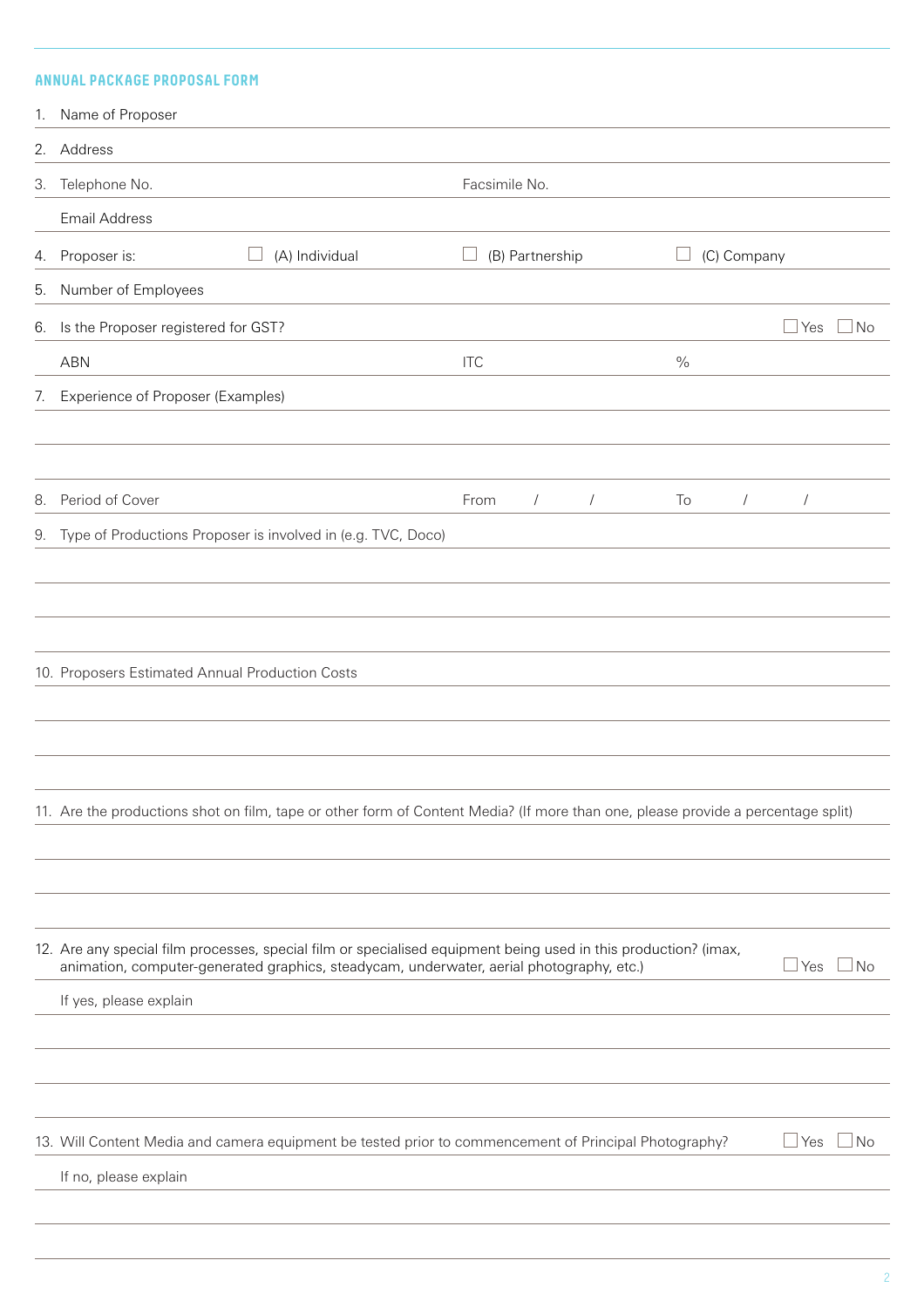## ANNUAL PACKAGE PROPOSAL FORM

1. Name of Proposer

2. Address

3. Telephone No. Facsimile No.

   Email Address

4. Proposer is: ☐ (A) Individual ☐ (B) Partnership ☐ (C) Company

5. Number of Employees

6. Is the Proposer registered for GST? ☐ Yes ☐ No

   ABN ITC %

7. Experience of Proposer (Examples)

8. Period of Cover From / / To / /

9. Type of Productions Proposer is involved in (e.g. TVC, Doco)

10. Proposers Estimated Annual Production Costs

11. Are the productions shot on film, tape or other form of Content Media? (If more than one, please provide a percentage split)

12. Are any special film processes, special film or specialised equipment being used in this production? (imax, animation, computer-generated graphics, steadycam, underwater, aerial photography, etc.) ☐ Yes ☐ No

    If yes, please explain

13. Will Content Media and camera equipment be tested prior to commencement of Principal Photography? ☐ Yes ☐ No

    If no, please explain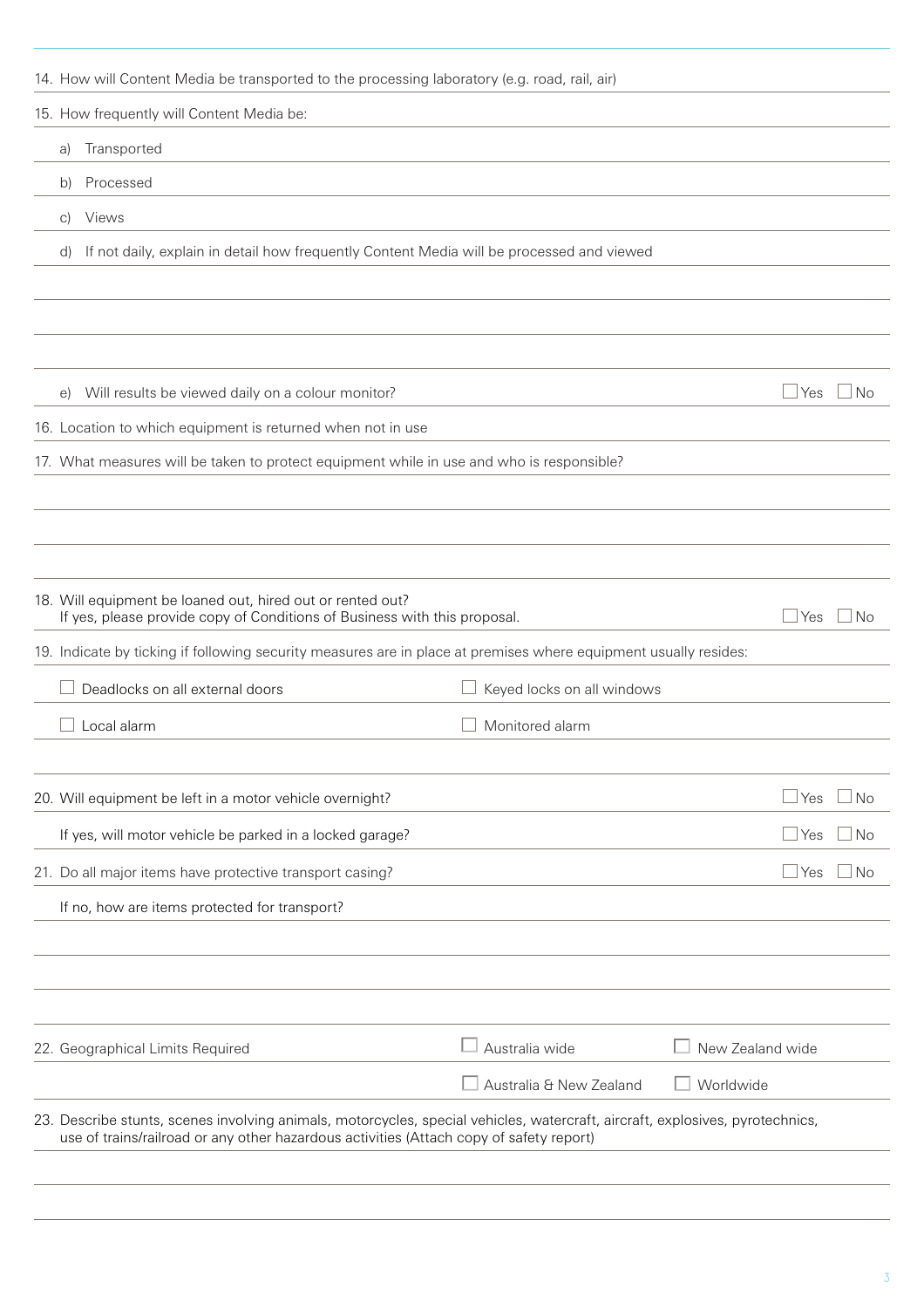14. How will Content Media be transported to the processing laboratory (e.g. road, rail, air)

15. How frequently will Content Media be:

    a) Transported

    b) Processed

    c) Views

    d) If not daily, explain in detail how frequently Content Media will be processed and viewed

    e) Will results be viewed daily on a colour monitor? ☐ Yes ☐ No

16. Location to which equipment is returned when not in use

17. What measures will be taken to protect equipment while in use and who is responsible?

18. Will equipment be loaned out, hired out or rented out?
    If yes, please provide copy of Conditions of Business with this proposal. ☐ Yes ☐ No

19. Indicate by ticking if following security measures are in place at premises where equipment usually resides:

    ☐ Deadlocks on all external doors ☐ Keyed locks on all windows

    ☐ Local alarm ☐ Monitored alarm

20. Will equipment be left in a motor vehicle overnight? ☐ Yes ☐ No

    If yes, will motor vehicle be parked in a locked garage? ☐ Yes ☐ No

21. Do all major items have protective transport casing? ☐ Yes ☐ No

    If no, how are items protected for transport?

22. Geographical Limits Required ☐ Australia wide ☐ New Zealand wide ☐ Australia & New Zealand ☐ Worldwide

23. Describe stunts, scenes involving animals, motorcycles, special vehicles, watercraft, aircraft, explosives, pyrotechnics, use of trains/railroad or any other hazardous activities (Attach copy of safety report)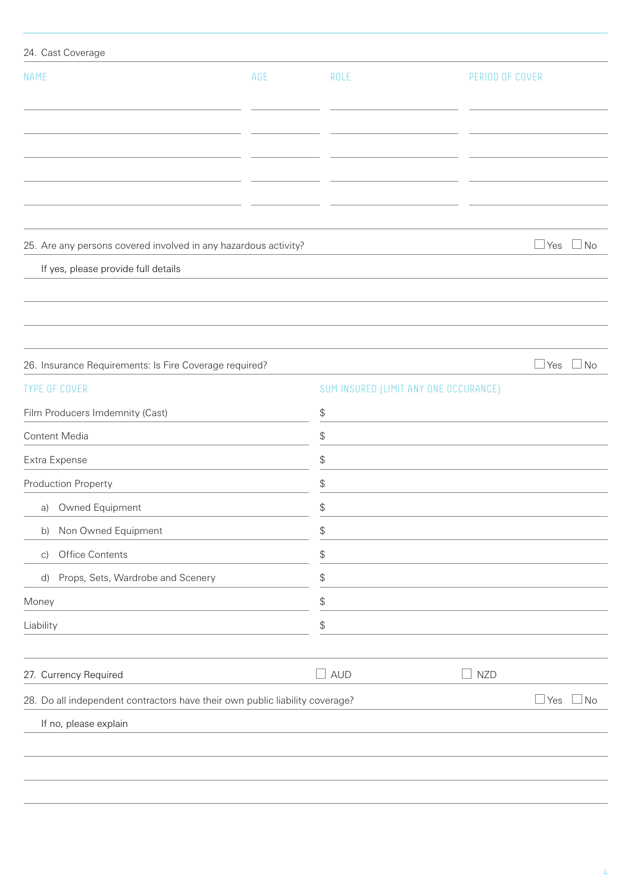24. Cast Coverage

| NAME | AGE | ROLE | PERIOD OF COVER |
|---|---|---|---|
| | | | |
| | | | |
| | | | |
| | | | |
| | | | |

25. Are any persons covered involved in any hazardous activity? ☐ Yes ☐ No

If yes, please provide full details

26. Insurance Requirements: Is Fire Coverage required? ☐ Yes ☐ No

| TYPE OF COVER | SUM INSURED (LIMIT ANY ONE OCCURANCE) |
|---|---|
| Film Producers Imdemnity (Cast) | $ |
| Content Media | $ |
| Extra Expense | $ |
| Production Property | $ |
| a) Owned Equipment | $ |
| b) Non Owned Equipment | $ |
| c) Office Contents | $ |
| d) Props, Sets, Wardrobe and Scenery | $ |
| Money | $ |
| Liability | $ |

27. Currency Required ☐ AUD ☐ NZD

28. Do all independent contractors have their own public liability coverage? ☐ Yes ☐ No

If no, please explain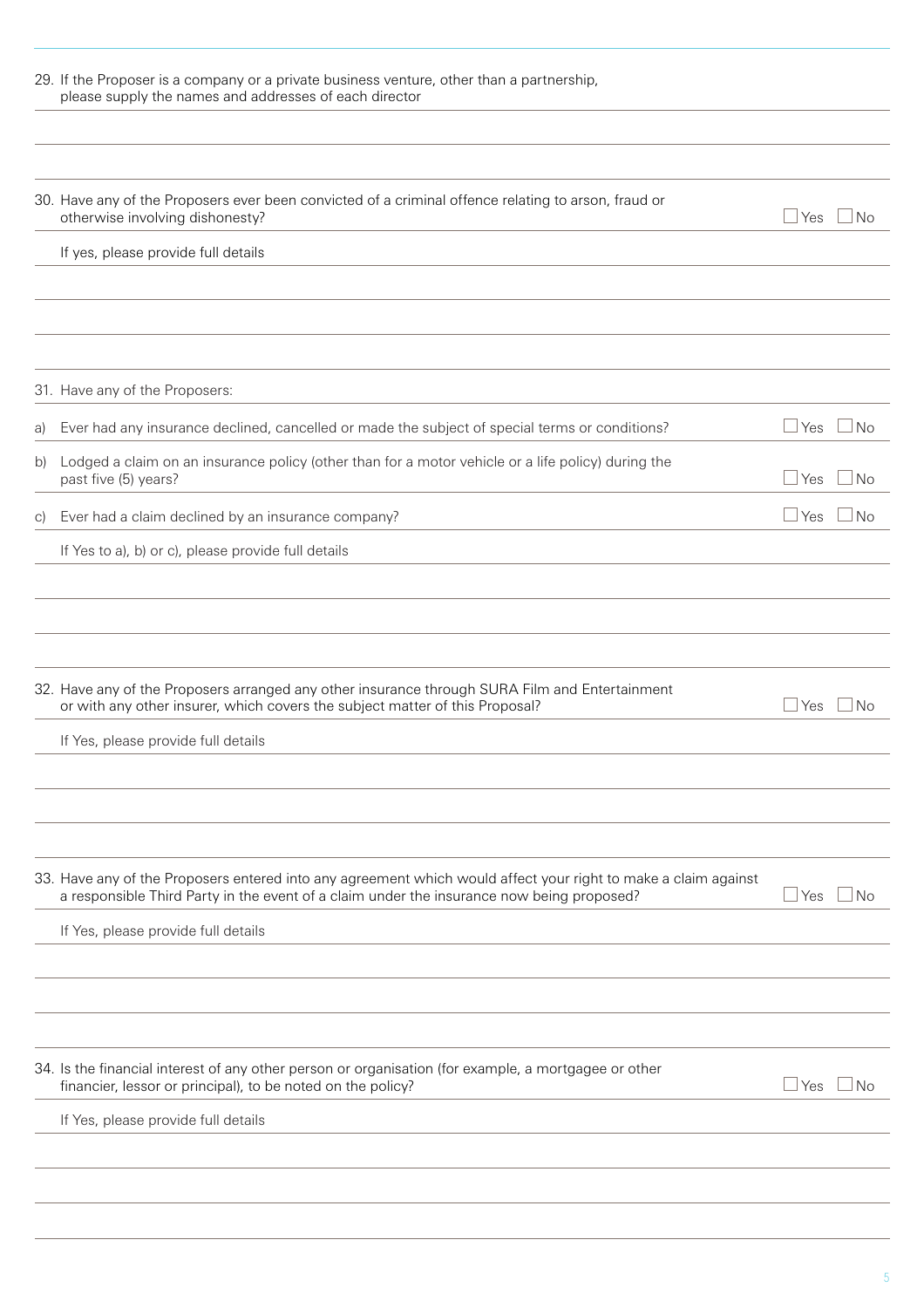29. If the Proposer is a company or a private business venture, other than a partnership, please supply the names and addresses of each director

30. Have any of the Proposers ever been convicted of a criminal offence relating to arson, fraud or otherwise involving dishonesty? ☐ Yes ☐ No

If yes, please provide full details

31. Have any of the Proposers:

a) Ever had any insurance declined, cancelled or made the subject of special terms or conditions? ☐ Yes ☐ No

b) Lodged a claim on an insurance policy (other than for a motor vehicle or a life policy) during the past five (5) years? ☐ Yes ☐ No

c) Ever had a claim declined by an insurance company? ☐ Yes ☐ No

If Yes to a), b) or c), please provide full details

32. Have any of the Proposers arranged any other insurance through SURA Film and Entertainment or with any other insurer, which covers the subject matter of this Proposal? ☐ Yes ☐ No

If Yes, please provide full details

33. Have any of the Proposers entered into any agreement which would affect your right to make a claim against a responsible Third Party in the event of a claim under the insurance now being proposed? ☐ Yes ☐ No

If Yes, please provide full details

34. Is the financial interest of any other person or organisation (for example, a mortgagee or other financier, lessor or principal), to be noted on the policy? ☐ Yes ☐ No

If Yes, please provide full details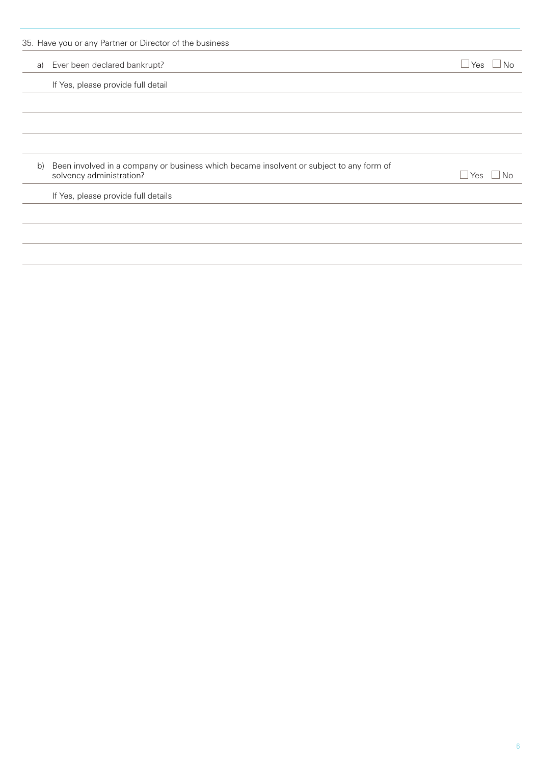35. Have you or any Partner or Director of the business

a) Ever been declared bankrupt? ☐ Yes ☐ No

If Yes, please provide full detail

b) Been involved in a company or business which became insolvent or subject to any form of solvency administration? ☐ Yes ☐ No

If Yes, please provide full details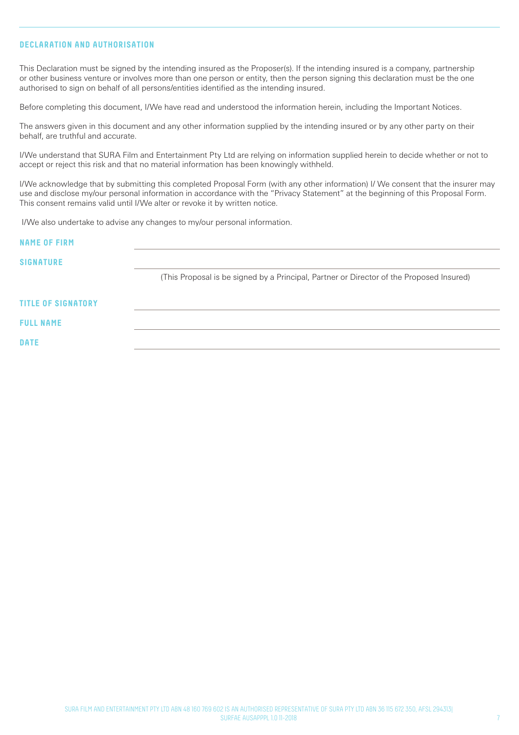## DECLARATION AND AUTHORISATION

This Declaration must be signed by the intending insured as the Proposer(s). If the intending insured is a company, partnership or other business venture or involves more than one person or entity, then the person signing this declaration must be the one authorised to sign on behalf of all persons/entities identified as the intending insured.

Before completing this document, I/We have read and understood the information herein, including the Important Notices.

The answers given in this document and any other information supplied by the intending insured or by any other party on their behalf, are truthful and accurate.

I/We understand that SURA Film and Entertainment Pty Ltd are relying on information supplied herein to decide whether or not to accept or reject this risk and that no material information has been knowingly withheld.

I/We acknowledge that by submitting this completed Proposal Form (with any other information) I/ We consent that the insurer may use and disclose my/our personal information in accordance with the "Privacy Statement" at the beginning of this Proposal Form. This consent remains valid until I/We alter or revoke it by written notice.

I/We also undertake to advise any changes to my/our personal information.

**NAME OF FIRM** ______________________________

**SIGNATURE** ______________________________

(This Proposal is be signed by a Principal, Partner or Director of the Proposed Insured)

**TITLE OF SIGNATORY** ______________________________

**FULL NAME** ______________________________

**DATE** ______________________________

SURA FILM AND ENTERTAINMENT PTY LTD ABN 48 160 769 602 IS AN AUTHORISED REPRESENTATIVE OF SURA PTY LTD ABN 36 115 672 350, AFSL 294313|
SURFAE AUSAPPPL 1.0 11-2018